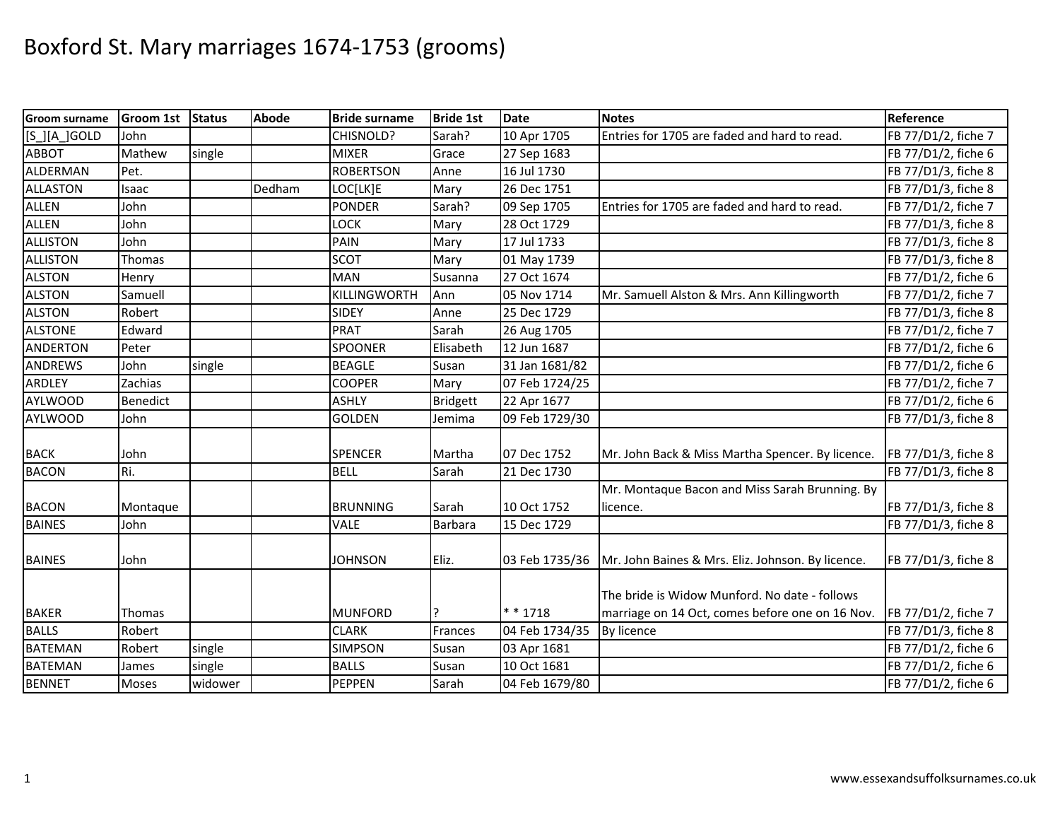# Boxford St. Mary marriages 1674-1753 (grooms)

| Groom surname | Groom 1st | Status | Abode | Bride surname | Bride 1st | Date | Notes | Reference |
|---|---|---|---|---|---|---|---|---|
| [S_][A_]GOLD | John | | | CHISNOLD? | Sarah? | 10 Apr 1705 | Entries for 1705 are faded and hard to read. | FB 77/D1/2, fiche 7 |
| ABBOT | Mathew | single | | MIXER | Grace | 27 Sep 1683 | | FB 77/D1/2, fiche 6 |
| ALDERMAN | Pet. | | | ROBERTSON | Anne | 16 Jul 1730 | | FB 77/D1/3, fiche 8 |
| ALLASTON | Isaac | | Dedham | LOC[LK]E | Mary | 26 Dec 1751 | | FB 77/D1/3, fiche 8 |
| ALLEN | John | | | PONDER | Sarah? | 09 Sep 1705 | Entries for 1705 are faded and hard to read. | FB 77/D1/2, fiche 7 |
| ALLEN | John | | | LOCK | Mary | 28 Oct 1729 | | FB 77/D1/3, fiche 8 |
| ALLISTON | John | | | PAIN | Mary | 17 Jul 1733 | | FB 77/D1/3, fiche 8 |
| ALLISTON | Thomas | | | SCOT | Mary | 01 May 1739 | | FB 77/D1/3, fiche 8 |
| ALSTON | Henry | | | MAN | Susanna | 27 Oct 1674 | | FB 77/D1/2, fiche 6 |
| ALSTON | Samuell | | | KILLINGWORTH | Ann | 05 Nov 1714 | Mr. Samuell Alston & Mrs. Ann Killingworth | FB 77/D1/2, fiche 7 |
| ALSTON | Robert | | | SIDEY | Anne | 25 Dec 1729 | | FB 77/D1/3, fiche 8 |
| ALSTONE | Edward | | | PRAT | Sarah | 26 Aug 1705 | | FB 77/D1/2, fiche 7 |
| ANDERTON | Peter | | | SPOONER | Elisabeth | 12 Jun 1687 | | FB 77/D1/2, fiche 6 |
| ANDREWS | John | single | | BEAGLE | Susan | 31 Jan 1681/82 | | FB 77/D1/2, fiche 6 |
| ARDLEY | Zachias | | | COOPER | Mary | 07 Feb 1724/25 | | FB 77/D1/2, fiche 7 |
| AYLWOOD | Benedict | | | ASHLY | Bridgett | 22 Apr 1677 | | FB 77/D1/2, fiche 6 |
| AYLWOOD | John | | | GOLDEN | Jemima | 09 Feb 1729/30 | | FB 77/D1/3, fiche 8 |
| BACK | John | | | SPENCER | Martha | 07 Dec 1752 | Mr. John Back & Miss Martha Spencer. By licence. | FB 77/D1/3, fiche 8 |
| BACON | Ri. | | | BELL | Sarah | 21 Dec 1730 | | FB 77/D1/3, fiche 8 |
| BACON | Montaque | | | BRUNNING | Sarah | 10 Oct 1752 | Mr. Montaque Bacon and Miss Sarah Brunning. By licence. | FB 77/D1/3, fiche 8 |
| BAINES | John | | | VALE | Barbara | 15 Dec 1729 | | FB 77/D1/3, fiche 8 |
| BAINES | John | | | JOHNSON | Eliz. | 03 Feb 1735/36 | Mr. John Baines & Mrs. Eliz. Johnson. By licence. | FB 77/D1/3, fiche 8 |
| BAKER | Thomas | | | MUNFORD | ? | * * 1718 | The bride is Widow Munford. No date - follows marriage on 14 Oct, comes before one on 16 Nov. | FB 77/D1/2, fiche 7 |
| BALLS | Robert | | | CLARK | Frances | 04 Feb 1734/35 | By licence | FB 77/D1/3, fiche 8 |
| BATEMAN | Robert | single | | SIMPSON | Susan | 03 Apr 1681 | | FB 77/D1/2, fiche 6 |
| BATEMAN | James | single | | BALLS | Susan | 10 Oct 1681 | | FB 77/D1/2, fiche 6 |
| BENNET | Moses | widower | | PEPPEN | Sarah | 04 Feb 1679/80 | | FB 77/D1/2, fiche 6 |

www.essexandsuffolksurnames.co.uk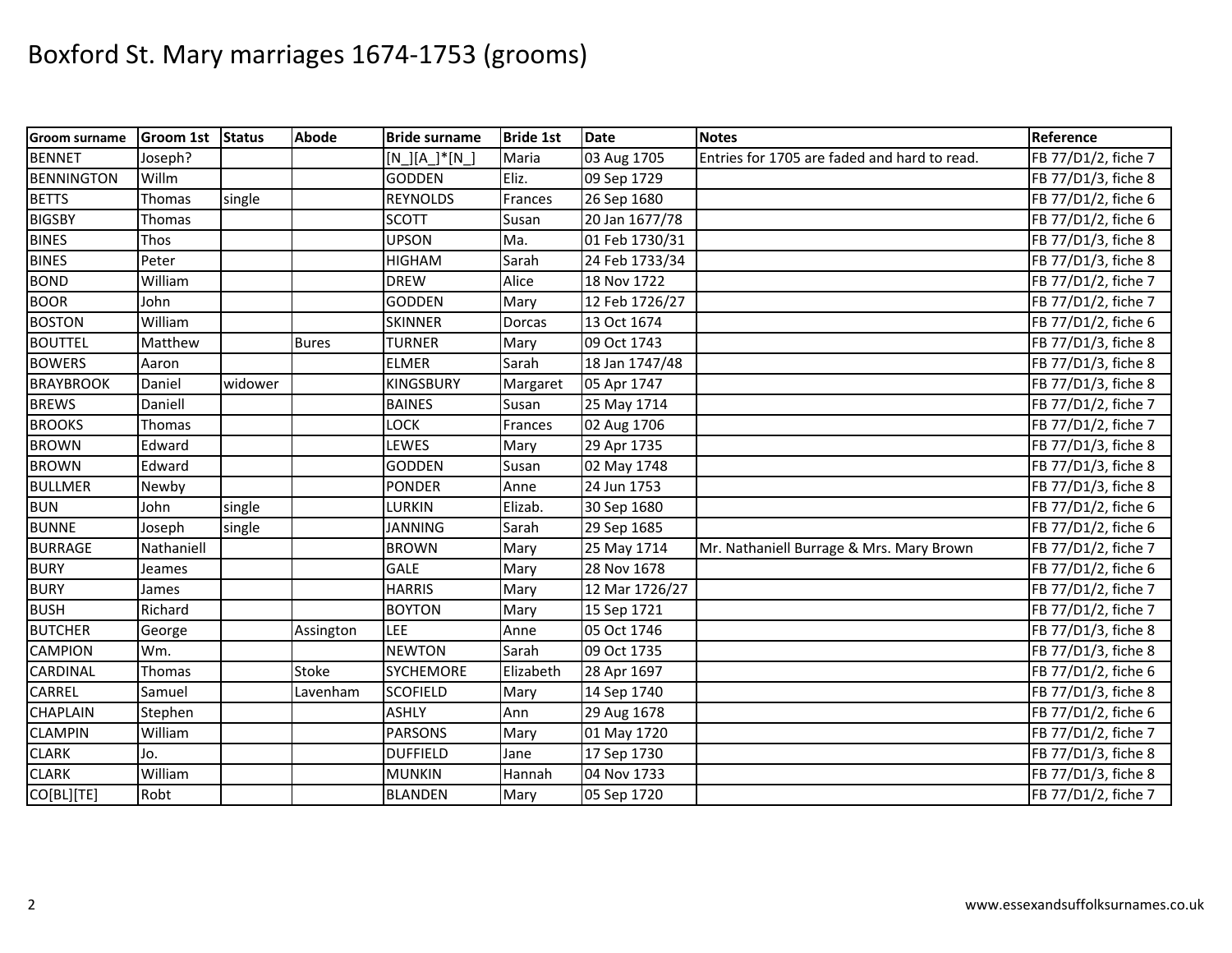# Boxford St. Mary marriages 1674-1753 (grooms)

| Groom surname | Groom 1st | Status | Abode | Bride surname | Bride 1st | Date | Notes | Reference |
|---|---|---|---|---|---|---|---|---|
| BENNET | Joseph? | | | [N_][A_]*[N_] | Maria | 03 Aug 1705 | Entries for 1705 are faded and hard to read. | FB 77/D1/2, fiche 7 |
| BENNINGTON | Willm | | | GODDEN | Eliz. | 09 Sep 1729 | | FB 77/D1/3, fiche 8 |
| BETTS | Thomas | single | | REYNOLDS | Frances | 26 Sep 1680 | | FB 77/D1/2, fiche 6 |
| BIGSBY | Thomas | | | SCOTT | Susan | 20 Jan 1677/78 | | FB 77/D1/2, fiche 6 |
| BINES | Thos | | | UPSON | Ma. | 01 Feb 1730/31 | | FB 77/D1/3, fiche 8 |
| BINES | Peter | | | HIGHAM | Sarah | 24 Feb 1733/34 | | FB 77/D1/3, fiche 8 |
| BOND | William | | | DREW | Alice | 18 Nov 1722 | | FB 77/D1/2, fiche 7 |
| BOOR | John | | | GODDEN | Mary | 12 Feb 1726/27 | | FB 77/D1/2, fiche 7 |
| BOSTON | William | | | SKINNER | Dorcas | 13 Oct 1674 | | FB 77/D1/2, fiche 6 |
| BOUTTEL | Matthew | | Bures | TURNER | Mary | 09 Oct 1743 | | FB 77/D1/3, fiche 8 |
| BOWERS | Aaron | | | ELMER | Sarah | 18 Jan 1747/48 | | FB 77/D1/3, fiche 8 |
| BRAYBROOK | Daniel | widower | | KINGSBURY | Margaret | 05 Apr 1747 | | FB 77/D1/3, fiche 8 |
| BREWS | Daniell | | | BAINES | Susan | 25 May 1714 | | FB 77/D1/2, fiche 7 |
| BROOKS | Thomas | | | LOCK | Frances | 02 Aug 1706 | | FB 77/D1/2, fiche 7 |
| BROWN | Edward | | | LEWES | Mary | 29 Apr 1735 | | FB 77/D1/3, fiche 8 |
| BROWN | Edward | | | GODDEN | Susan | 02 May 1748 | | FB 77/D1/3, fiche 8 |
| BULLMER | Newby | | | PONDER | Anne | 24 Jun 1753 | | FB 77/D1/3, fiche 8 |
| BUN | John | single | | LURKIN | Elizab. | 30 Sep 1680 | | FB 77/D1/2, fiche 6 |
| BUNNE | Joseph | single | | JANNING | Sarah | 29 Sep 1685 | | FB 77/D1/2, fiche 6 |
| BURRAGE | Nathaniell | | | BROWN | Mary | 25 May 1714 | Mr. Nathaniell Burrage & Mrs. Mary Brown | FB 77/D1/2, fiche 7 |
| BURY | Jeames | | | GALE | Mary | 28 Nov 1678 | | FB 77/D1/2, fiche 6 |
| BURY | James | | | HARRIS | Mary | 12 Mar 1726/27 | | FB 77/D1/2, fiche 7 |
| BUSH | Richard | | | BOYTON | Mary | 15 Sep 1721 | | FB 77/D1/2, fiche 7 |
| BUTCHER | George | | Assington | LEE | Anne | 05 Oct 1746 | | FB 77/D1/3, fiche 8 |
| CAMPION | Wm. | | | NEWTON | Sarah | 09 Oct 1735 | | FB 77/D1/3, fiche 8 |
| CARDINAL | Thomas | | Stoke | SYCHEMORE | Elizabeth | 28 Apr 1697 | | FB 77/D1/2, fiche 6 |
| CARREL | Samuel | | Lavenham | SCOFIELD | Mary | 14 Sep 1740 | | FB 77/D1/3, fiche 8 |
| CHAPLAIN | Stephen | | | ASHLY | Ann | 29 Aug 1678 | | FB 77/D1/2, fiche 6 |
| CLAMPIN | William | | | PARSONS | Mary | 01 May 1720 | | FB 77/D1/2, fiche 7 |
| CLARK | Jo. | | | DUFFIELD | Jane | 17 Sep 1730 | | FB 77/D1/3, fiche 8 |
| CLARK | William | | | MUNKIN | Hannah | 04 Nov 1733 | | FB 77/D1/3, fiche 8 |
| CO[BL][TE] | Robt | | | BLANDEN | Mary | 05 Sep 1720 | | FB 77/D1/2, fiche 7 |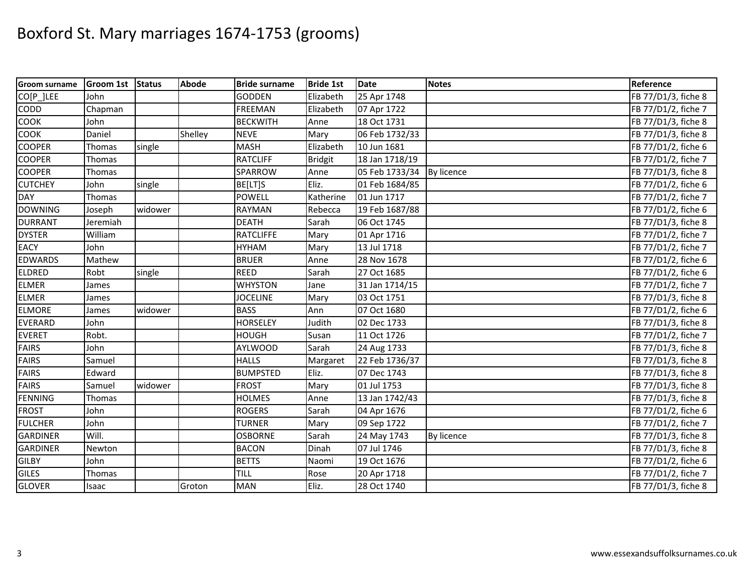# Boxford St. Mary marriages 1674-1753 (grooms)

| Groom surname | Groom 1st | Status | Abode | Bride surname | Bride 1st | Date | Notes | Reference |
|---|---|---|---|---|---|---|---|---|
| CO[P_]LEE | John | | | GODDEN | Elizabeth | 25 Apr 1748 | | FB 77/D1/3, fiche 8 |
| CODD | Chapman | | | FREEMAN | Elizabeth | 07 Apr 1722 | | FB 77/D1/2, fiche 7 |
| COOK | John | | | BECKWITH | Anne | 18 Oct 1731 | | FB 77/D1/3, fiche 8 |
| COOK | Daniel | | Shelley | NEVE | Mary | 06 Feb 1732/33 | | FB 77/D1/3, fiche 8 |
| COOPER | Thomas | single | | MASH | Elizabeth | 10 Jun 1681 | | FB 77/D1/2, fiche 6 |
| COOPER | Thomas | | | RATCLIFF | Bridgit | 18 Jan 1718/19 | | FB 77/D1/2, fiche 7 |
| COOPER | Thomas | | | SPARROW | Anne | 05 Feb 1733/34 | By licence | FB 77/D1/3, fiche 8 |
| CUTCHEY | John | single | | BE[LT]S | Eliz. | 01 Feb 1684/85 | | FB 77/D1/2, fiche 6 |
| DAY | Thomas | | | POWELL | Katherine | 01 Jun 1717 | | FB 77/D1/2, fiche 7 |
| DOWNING | Joseph | widower | | RAYMAN | Rebecca | 19 Feb 1687/88 | | FB 77/D1/2, fiche 6 |
| DURRANT | Jeremiah | | | DEATH | Sarah | 06 Oct 1745 | | FB 77/D1/3, fiche 8 |
| DYSTER | William | | | RATCLIFFE | Mary | 01 Apr 1716 | | FB 77/D1/2, fiche 7 |
| EACY | John | | | HYHAM | Mary | 13 Jul 1718 | | FB 77/D1/2, fiche 7 |
| EDWARDS | Mathew | | | BRUER | Anne | 28 Nov 1678 | | FB 77/D1/2, fiche 6 |
| ELDRED | Robt | single | | REED | Sarah | 27 Oct 1685 | | FB 77/D1/2, fiche 6 |
| ELMER | James | | | WHYSTON | Jane | 31 Jan 1714/15 | | FB 77/D1/2, fiche 7 |
| ELMER | James | | | JOCELINE | Mary | 03 Oct 1751 | | FB 77/D1/3, fiche 8 |
| ELMORE | James | widower | | BASS | Ann | 07 Oct 1680 | | FB 77/D1/2, fiche 6 |
| EVERARD | John | | | HORSELEY | Judith | 02 Dec 1733 | | FB 77/D1/3, fiche 8 |
| EVERET | Robt. | | | HOUGH | Susan | 11 Oct 1726 | | FB 77/D1/2, fiche 7 |
| FAIRS | John | | | AYLWOOD | Sarah | 24 Aug 1733 | | FB 77/D1/3, fiche 8 |
| FAIRS | Samuel | | | HALLS | Margaret | 22 Feb 1736/37 | | FB 77/D1/3, fiche 8 |
| FAIRS | Edward | | | BUMPSTED | Eliz. | 07 Dec 1743 | | FB 77/D1/3, fiche 8 |
| FAIRS | Samuel | widower | | FROST | Mary | 01 Jul 1753 | | FB 77/D1/3, fiche 8 |
| FENNING | Thomas | | | HOLMES | Anne | 13 Jan 1742/43 | | FB 77/D1/3, fiche 8 |
| FROST | John | | | ROGERS | Sarah | 04 Apr 1676 | | FB 77/D1/2, fiche 6 |
| FULCHER | John | | | TURNER | Mary | 09 Sep 1722 | | FB 77/D1/2, fiche 7 |
| GARDINER | Will. | | | OSBORNE | Sarah | 24 May 1743 | By licence | FB 77/D1/3, fiche 8 |
| GARDINER | Newton | | | BACON | Dinah | 07 Jul 1746 | | FB 77/D1/3, fiche 8 |
| GILBY | John | | | BETTS | Naomi | 19 Oct 1676 | | FB 77/D1/2, fiche 6 |
| GILES | Thomas | | | TILL | Rose | 20 Apr 1718 | | FB 77/D1/2, fiche 7 |
| GLOVER | Isaac | | Groton | MAN | Eliz. | 28 Oct 1740 | | FB 77/D1/3, fiche 8 |

www.essexandsuffolksurnames.co.uk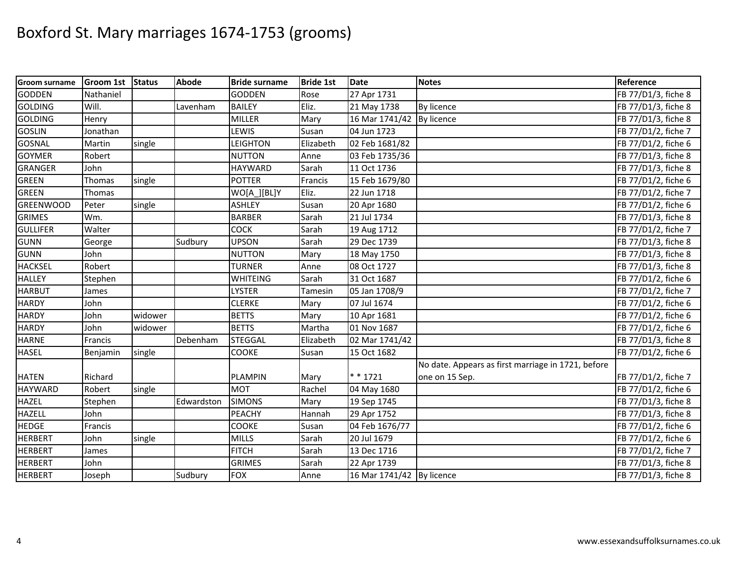# Boxford St. Mary marriages 1674-1753 (grooms)

| Groom surname | Groom 1st | Status | Abode | Bride surname | Bride 1st | Date | Notes | Reference |
|---|---|---|---|---|---|---|---|---|
| GODDEN | Nathaniel | | | GODDEN | Rose | 27 Apr 1731 | | FB 77/D1/3, fiche 8 |
| GOLDING | Will. | | Lavenham | BAILEY | Eliz. | 21 May 1738 | By licence | FB 77/D1/3, fiche 8 |
| GOLDING | Henry | | | MILLER | Mary | 16 Mar 1741/42 | By licence | FB 77/D1/3, fiche 8 |
| GOSLIN | Jonathan | | | LEWIS | Susan | 04 Jun 1723 | | FB 77/D1/2, fiche 7 |
| GOSNAL | Martin | single | | LEIGHTON | Elizabeth | 02 Feb 1681/82 | | FB 77/D1/2, fiche 6 |
| GOYMER | Robert | | | NUTTON | Anne | 03 Feb 1735/36 | | FB 77/D1/3, fiche 8 |
| GRANGER | John | | | HAYWARD | Sarah | 11 Oct 1736 | | FB 77/D1/3, fiche 8 |
| GREEN | Thomas | single | | POTTER | Francis | 15 Feb 1679/80 | | FB 77/D1/2, fiche 6 |
| GREEN | Thomas | | | WO[A_][BL]Y | Eliz. | 22 Jun 1718 | | FB 77/D1/2, fiche 7 |
| GREENWOOD | Peter | single | | ASHLEY | Susan | 20 Apr 1680 | | FB 77/D1/2, fiche 6 |
| GRIMES | Wm. | | | BARBER | Sarah | 21 Jul 1734 | | FB 77/D1/3, fiche 8 |
| GULLIFER | Walter | | | COCK | Sarah | 19 Aug 1712 | | FB 77/D1/2, fiche 7 |
| GUNN | George | | Sudbury | UPSON | Sarah | 29 Dec 1739 | | FB 77/D1/3, fiche 8 |
| GUNN | John | | | NUTTON | Mary | 18 May 1750 | | FB 77/D1/3, fiche 8 |
| HACKSEL | Robert | | | TURNER | Anne | 08 Oct 1727 | | FB 77/D1/3, fiche 8 |
| HALLEY | Stephen | | | WHITEING | Sarah | 31 Oct 1687 | | FB 77/D1/2, fiche 6 |
| HARBUT | James | | | LYSTER | Tamesin | 05 Jan 1708/9 | | FB 77/D1/2, fiche 7 |
| HARDY | John | | | CLERKE | Mary | 07 Jul 1674 | | FB 77/D1/2, fiche 6 |
| HARDY | John | widower | | BETTS | Mary | 10 Apr 1681 | | FB 77/D1/2, fiche 6 |
| HARDY | John | widower | | BETTS | Martha | 01 Nov 1687 | | FB 77/D1/2, fiche 6 |
| HARNE | Francis | | Debenham | STEGGAL | Elizabeth | 02 Mar 1741/42 | | FB 77/D1/3, fiche 8 |
| HASEL | Benjamin | single | | COOKE | Susan | 15 Oct 1682 | | FB 77/D1/2, fiche 6 |
| HATEN | Richard | | | PLAMPIN | Mary | * * 1721 | No date. Appears as first marriage in 1721, before one on 15 Sep. | FB 77/D1/2, fiche 7 |
| HAYWARD | Robert | single | | MOT | Rachel | 04 May 1680 | | FB 77/D1/2, fiche 6 |
| HAZEL | Stephen | | Edwardston | SIMONS | Mary | 19 Sep 1745 | | FB 77/D1/3, fiche 8 |
| HAZELL | John | | | PEACHY | Hannah | 29 Apr 1752 | | FB 77/D1/3, fiche 8 |
| HEDGE | Francis | | | COOKE | Susan | 04 Feb 1676/77 | | FB 77/D1/2, fiche 6 |
| HERBERT | John | single | | MILLS | Sarah | 20 Jul 1679 | | FB 77/D1/2, fiche 6 |
| HERBERT | James | | | FITCH | Sarah | 13 Dec 1716 | | FB 77/D1/2, fiche 7 |
| HERBERT | John | | | GRIMES | Sarah | 22 Apr 1739 | | FB 77/D1/3, fiche 8 |
| HERBERT | Joseph | | Sudbury | FOX | Anne | 16 Mar 1741/42 | By licence | FB 77/D1/3, fiche 8 |

www.essexandsuffolksurnames.co.uk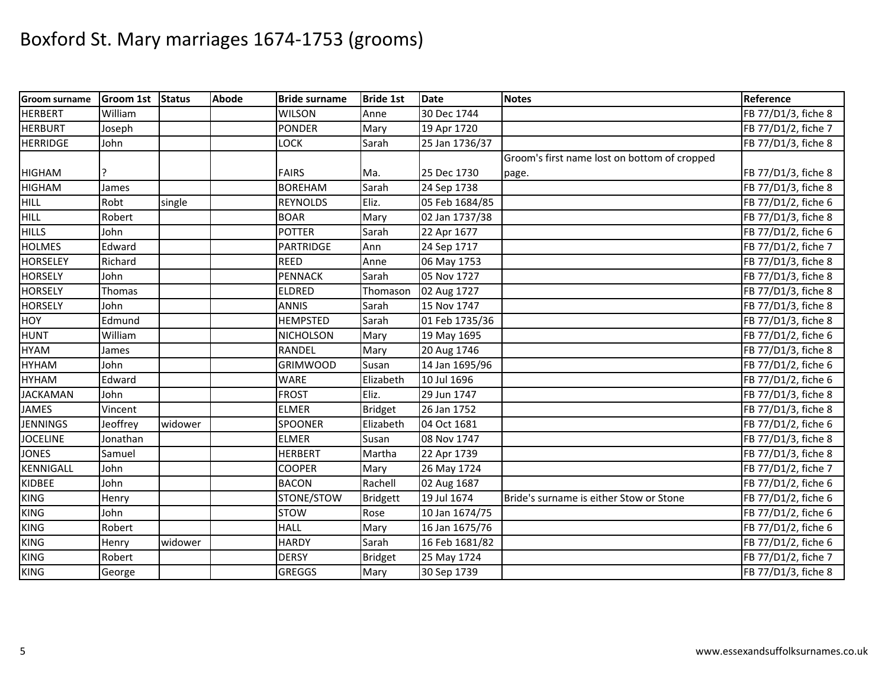# Boxford St. Mary marriages 1674-1753 (grooms)

| Groom surname | Groom 1st | Status | Abode | Bride surname | Bride 1st | Date | Notes | Reference |
|---|---|---|---|---|---|---|---|---|
| HERBERT | William | | | WILSON | Anne | 30 Dec 1744 | | FB 77/D1/3, fiche 8 |
| HERBURT | Joseph | | | PONDER | Mary | 19 Apr 1720 | | FB 77/D1/2, fiche 7 |
| HERRIDGE | John | | | LOCK | Sarah | 25 Jan 1736/37 | | FB 77/D1/3, fiche 8 |
| HIGHAM | ? | | | FAIRS | Ma. | 25 Dec 1730 | Groom's first name lost on bottom of cropped page. | FB 77/D1/3, fiche 8 |
| HIGHAM | James | | | BOREHAM | Sarah | 24 Sep 1738 | | FB 77/D1/3, fiche 8 |
| HILL | Robt | single | | REYNOLDS | Eliz. | 05 Feb 1684/85 | | FB 77/D1/2, fiche 6 |
| HILL | Robert | | | BOAR | Mary | 02 Jan 1737/38 | | FB 77/D1/3, fiche 8 |
| HILLS | John | | | POTTER | Sarah | 22 Apr 1677 | | FB 77/D1/2, fiche 6 |
| HOLMES | Edward | | | PARTRIDGE | Ann | 24 Sep 1717 | | FB 77/D1/2, fiche 7 |
| HORSELEY | Richard | | | REED | Anne | 06 May 1753 | | FB 77/D1/3, fiche 8 |
| HORSELY | John | | | PENNACK | Sarah | 05 Nov 1727 | | FB 77/D1/3, fiche 8 |
| HORSELY | Thomas | | | ELDRED | Thomason | 02 Aug 1727 | | FB 77/D1/3, fiche 8 |
| HORSELY | John | | | ANNIS | Sarah | 15 Nov 1747 | | FB 77/D1/3, fiche 8 |
| HOY | Edmund | | | HEMPSTED | Sarah | 01 Feb 1735/36 | | FB 77/D1/3, fiche 8 |
| HUNT | William | | | NICHOLSON | Mary | 19 May 1695 | | FB 77/D1/2, fiche 6 |
| HYAM | James | | | RANDEL | Mary | 20 Aug 1746 | | FB 77/D1/3, fiche 8 |
| HYHAM | John | | | GRIMWOOD | Susan | 14 Jan 1695/96 | | FB 77/D1/2, fiche 6 |
| HYHAM | Edward | | | WARE | Elizabeth | 10 Jul 1696 | | FB 77/D1/2, fiche 6 |
| JACKAMAN | John | | | FROST | Eliz. | 29 Jun 1747 | | FB 77/D1/3, fiche 8 |
| JAMES | Vincent | | | ELMER | Bridget | 26 Jan 1752 | | FB 77/D1/3, fiche 8 |
| JENNINGS | Jeoffrey | widower | | SPOONER | Elizabeth | 04 Oct 1681 | | FB 77/D1/2, fiche 6 |
| JOCELINE | Jonathan | | | ELMER | Susan | 08 Nov 1747 | | FB 77/D1/3, fiche 8 |
| JONES | Samuel | | | HERBERT | Martha | 22 Apr 1739 | | FB 77/D1/3, fiche 8 |
| KENNIGALL | John | | | COOPER | Mary | 26 May 1724 | | FB 77/D1/2, fiche 7 |
| KIDBEE | John | | | BACON | Rachell | 02 Aug 1687 | | FB 77/D1/2, fiche 6 |
| KING | Henry | | | STONE/STOW | Bridgett | 19 Jul 1674 | Bride's surname is either Stow or Stone | FB 77/D1/2, fiche 6 |
| KING | John | | | STOW | Rose | 10 Jan 1674/75 | | FB 77/D1/2, fiche 6 |
| KING | Robert | | | HALL | Mary | 16 Jan 1675/76 | | FB 77/D1/2, fiche 6 |
| KING | Henry | widower | | HARDY | Sarah | 16 Feb 1681/82 | | FB 77/D1/2, fiche 6 |
| KING | Robert | | | DERSY | Bridget | 25 May 1724 | | FB 77/D1/2, fiche 7 |
| KING | George | | | GREGGS | Mary | 30 Sep 1739 | | FB 77/D1/3, fiche 8 |

www.essexandsuffolksurnames.co.uk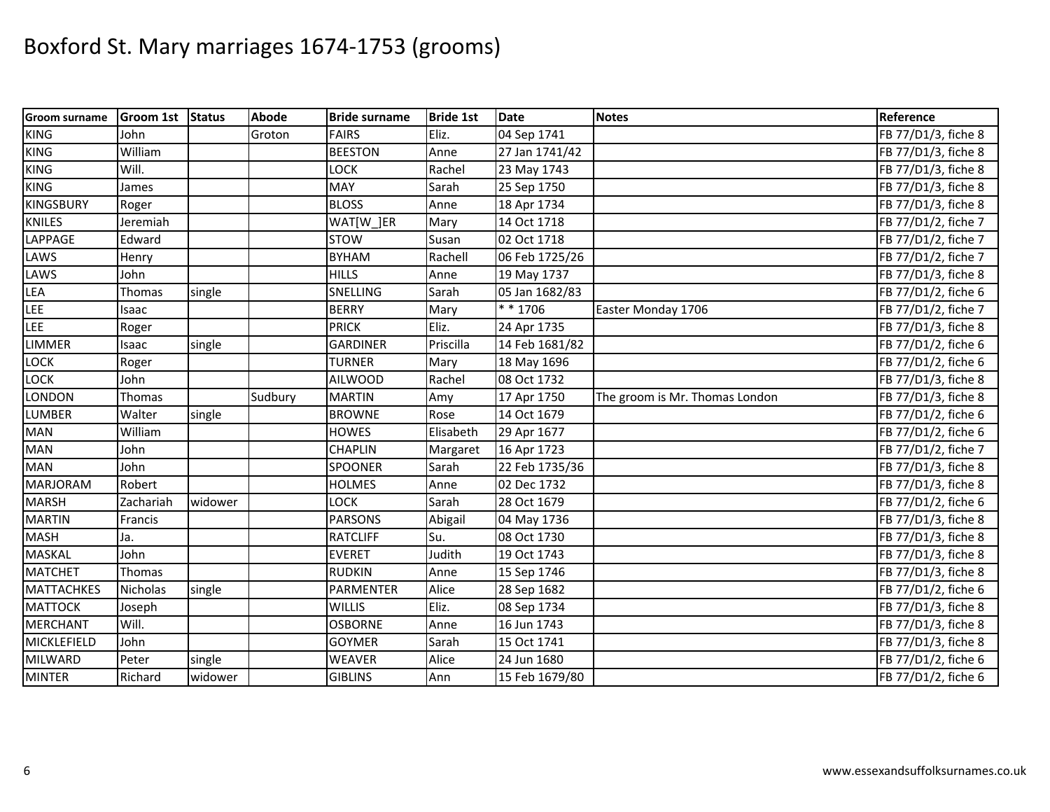# Boxford St. Mary marriages 1674-1753 (grooms)

| Groom surname | Groom 1st | Status | Abode | Bride surname | Bride 1st | Date | Notes | Reference |
|---|---|---|---|---|---|---|---|---|
| KING | John | | Groton | FAIRS | Eliz. | 04 Sep 1741 | | FB 77/D1/3, fiche 8 |
| KING | William | | | BEESTON | Anne | 27 Jan 1741/42 | | FB 77/D1/3, fiche 8 |
| KING | Will. | | | LOCK | Rachel | 23 May 1743 | | FB 77/D1/3, fiche 8 |
| KING | James | | | MAY | Sarah | 25 Sep 1750 | | FB 77/D1/3, fiche 8 |
| KINGSBURY | Roger | | | BLOSS | Anne | 18 Apr 1734 | | FB 77/D1/3, fiche 8 |
| KNILES | Jeremiah | | | WAT[W_]ER | Mary | 14 Oct 1718 | | FB 77/D1/2, fiche 7 |
| LAPPAGE | Edward | | | STOW | Susan | 02 Oct 1718 | | FB 77/D1/2, fiche 7 |
| LAWS | Henry | | | BYHAM | Rachell | 06 Feb 1725/26 | | FB 77/D1/2, fiche 7 |
| LAWS | John | | | HILLS | Anne | 19 May 1737 | | FB 77/D1/3, fiche 8 |
| LEA | Thomas | single | | SNELLING | Sarah | 05 Jan 1682/83 | | FB 77/D1/2, fiche 6 |
| LEE | Isaac | | | BERRY | Mary | * * 1706 | Easter Monday 1706 | FB 77/D1/2, fiche 7 |
| LEE | Roger | | | PRICK | Eliz. | 24 Apr 1735 | | FB 77/D1/3, fiche 8 |
| LIMMER | Isaac | single | | GARDINER | Priscilla | 14 Feb 1681/82 | | FB 77/D1/2, fiche 6 |
| LOCK | Roger | | | TURNER | Mary | 18 May 1696 | | FB 77/D1/2, fiche 6 |
| LOCK | John | | | AILWOOD | Rachel | 08 Oct 1732 | | FB 77/D1/3, fiche 8 |
| LONDON | Thomas | | Sudbury | MARTIN | Amy | 17 Apr 1750 | The groom is Mr. Thomas London | FB 77/D1/3, fiche 8 |
| LUMBER | Walter | single | | BROWNE | Rose | 14 Oct 1679 | | FB 77/D1/2, fiche 6 |
| MAN | William | | | HOWES | Elisabeth | 29 Apr 1677 | | FB 77/D1/2, fiche 6 |
| MAN | John | | | CHAPLIN | Margaret | 16 Apr 1723 | | FB 77/D1/2, fiche 7 |
| MAN | John | | | SPOONER | Sarah | 22 Feb 1735/36 | | FB 77/D1/3, fiche 8 |
| MARJORAM | Robert | | | HOLMES | Anne | 02 Dec 1732 | | FB 77/D1/3, fiche 8 |
| MARSH | Zachariah | widower | | LOCK | Sarah | 28 Oct 1679 | | FB 77/D1/2, fiche 6 |
| MARTIN | Francis | | | PARSONS | Abigail | 04 May 1736 | | FB 77/D1/3, fiche 8 |
| MASH | Ja. | | | RATCLIFF | Su. | 08 Oct 1730 | | FB 77/D1/3, fiche 8 |
| MASKAL | John | | | EVERET | Judith | 19 Oct 1743 | | FB 77/D1/3, fiche 8 |
| MATCHET | Thomas | | | RUDKIN | Anne | 15 Sep 1746 | | FB 77/D1/3, fiche 8 |
| MATTACHKES | Nicholas | single | | PARMENTER | Alice | 28 Sep 1682 | | FB 77/D1/2, fiche 6 |
| MATTOCK | Joseph | | | WILLIS | Eliz. | 08 Sep 1734 | | FB 77/D1/3, fiche 8 |
| MERCHANT | Will. | | | OSBORNE | Anne | 16 Jun 1743 | | FB 77/D1/3, fiche 8 |
| MICKLEFIELD | John | | | GOYMER | Sarah | 15 Oct 1741 | | FB 77/D1/3, fiche 8 |
| MILWARD | Peter | single | | WEAVER | Alice | 24 Jun 1680 | | FB 77/D1/2, fiche 6 |
| MINTER | Richard | widower | | GIBLINS | Ann | 15 Feb 1679/80 | | FB 77/D1/2, fiche 6 |

www.essexandsuffolksurnames.co.uk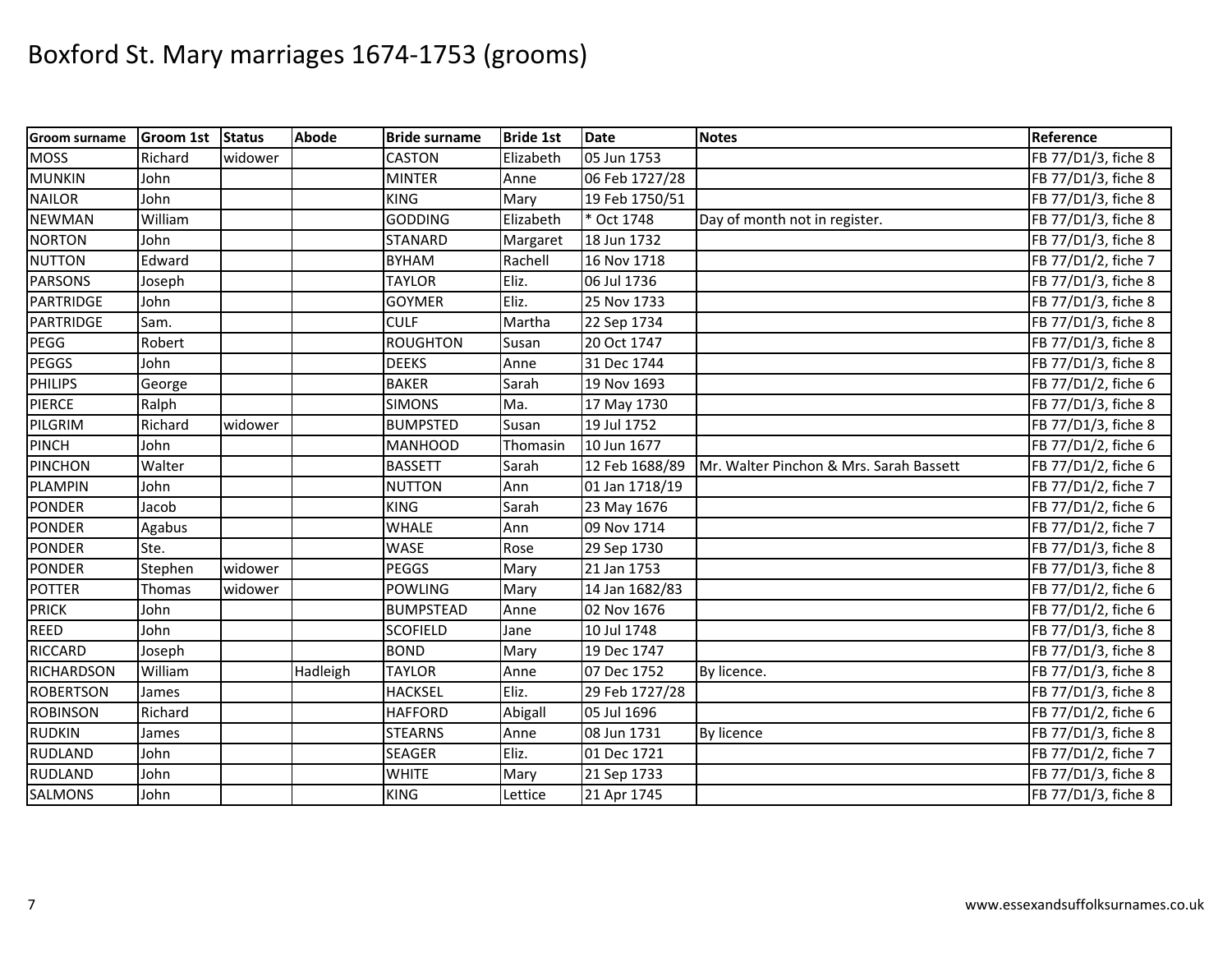# Boxford St. Mary marriages 1674-1753 (grooms)

| Groom surname | Groom 1st | Status | Abode | Bride surname | Bride 1st | Date | Notes | Reference |
|---|---|---|---|---|---|---|---|---|
| MOSS | Richard | widower | | CASTON | Elizabeth | 05 Jun 1753 | | FB 77/D1/3, fiche 8 |
| MUNKIN | John | | | MINTER | Anne | 06 Feb 1727/28 | | FB 77/D1/3, fiche 8 |
| NAILOR | John | | | KING | Mary | 19 Feb 1750/51 | | FB 77/D1/3, fiche 8 |
| NEWMAN | William | | | GODDING | Elizabeth | * Oct 1748 | Day of month not in register. | FB 77/D1/3, fiche 8 |
| NORTON | John | | | STANARD | Margaret | 18 Jun 1732 | | FB 77/D1/3, fiche 8 |
| NUTTON | Edward | | | BYHAM | Rachell | 16 Nov 1718 | | FB 77/D1/2, fiche 7 |
| PARSONS | Joseph | | | TAYLOR | Eliz. | 06 Jul 1736 | | FB 77/D1/3, fiche 8 |
| PARTRIDGE | John | | | GOYMER | Eliz. | 25 Nov 1733 | | FB 77/D1/3, fiche 8 |
| PARTRIDGE | Sam. | | | CULF | Martha | 22 Sep 1734 | | FB 77/D1/3, fiche 8 |
| PEGG | Robert | | | ROUGHTON | Susan | 20 Oct 1747 | | FB 77/D1/3, fiche 8 |
| PEGGS | John | | | DEEKS | Anne | 31 Dec 1744 | | FB 77/D1/3, fiche 8 |
| PHILIPS | George | | | BAKER | Sarah | 19 Nov 1693 | | FB 77/D1/2, fiche 6 |
| PIERCE | Ralph | | | SIMONS | Ma. | 17 May 1730 | | FB 77/D1/3, fiche 8 |
| PILGRIM | Richard | widower | | BUMPSTED | Susan | 19 Jul 1752 | | FB 77/D1/3, fiche 8 |
| PINCH | John | | | MANHOOD | Thomasin | 10 Jun 1677 | | FB 77/D1/2, fiche 6 |
| PINCHON | Walter | | | BASSETT | Sarah | 12 Feb 1688/89 | Mr. Walter Pinchon & Mrs. Sarah Bassett | FB 77/D1/2, fiche 6 |
| PLAMPIN | John | | | NUTTON | Ann | 01 Jan 1718/19 | | FB 77/D1/2, fiche 7 |
| PONDER | Jacob | | | KING | Sarah | 23 May 1676 | | FB 77/D1/2, fiche 6 |
| PONDER | Agabus | | | WHALE | Ann | 09 Nov 1714 | | FB 77/D1/2, fiche 7 |
| PONDER | Ste. | | | WASE | Rose | 29 Sep 1730 | | FB 77/D1/3, fiche 8 |
| PONDER | Stephen | widower | | PEGGS | Mary | 21 Jan 1753 | | FB 77/D1/3, fiche 8 |
| POTTER | Thomas | widower | | POWLING | Mary | 14 Jan 1682/83 | | FB 77/D1/2, fiche 6 |
| PRICK | John | | | BUMPSTEAD | Anne | 02 Nov 1676 | | FB 77/D1/2, fiche 6 |
| REED | John | | | SCOFIELD | Jane | 10 Jul 1748 | | FB 77/D1/3, fiche 8 |
| RICCARD | Joseph | | | BOND | Mary | 19 Dec 1747 | | FB 77/D1/3, fiche 8 |
| RICHARDSON | William | | Hadleigh | TAYLOR | Anne | 07 Dec 1752 | By licence. | FB 77/D1/3, fiche 8 |
| ROBERTSON | James | | | HACKSEL | Eliz. | 29 Feb 1727/28 | | FB 77/D1/3, fiche 8 |
| ROBINSON | Richard | | | HAFFORD | Abigall | 05 Jul 1696 | | FB 77/D1/2, fiche 6 |
| RUDKIN | James | | | STEARNS | Anne | 08 Jun 1731 | By licence | FB 77/D1/3, fiche 8 |
| RUDLAND | John | | | SEAGER | Eliz. | 01 Dec 1721 | | FB 77/D1/2, fiche 7 |
| RUDLAND | John | | | WHITE | Mary | 21 Sep 1733 | | FB 77/D1/3, fiche 8 |
| SALMONS | John | | | KING | Lettice | 21 Apr 1745 | | FB 77/D1/3, fiche 8 |

www.essexandsuffolksurnames.co.uk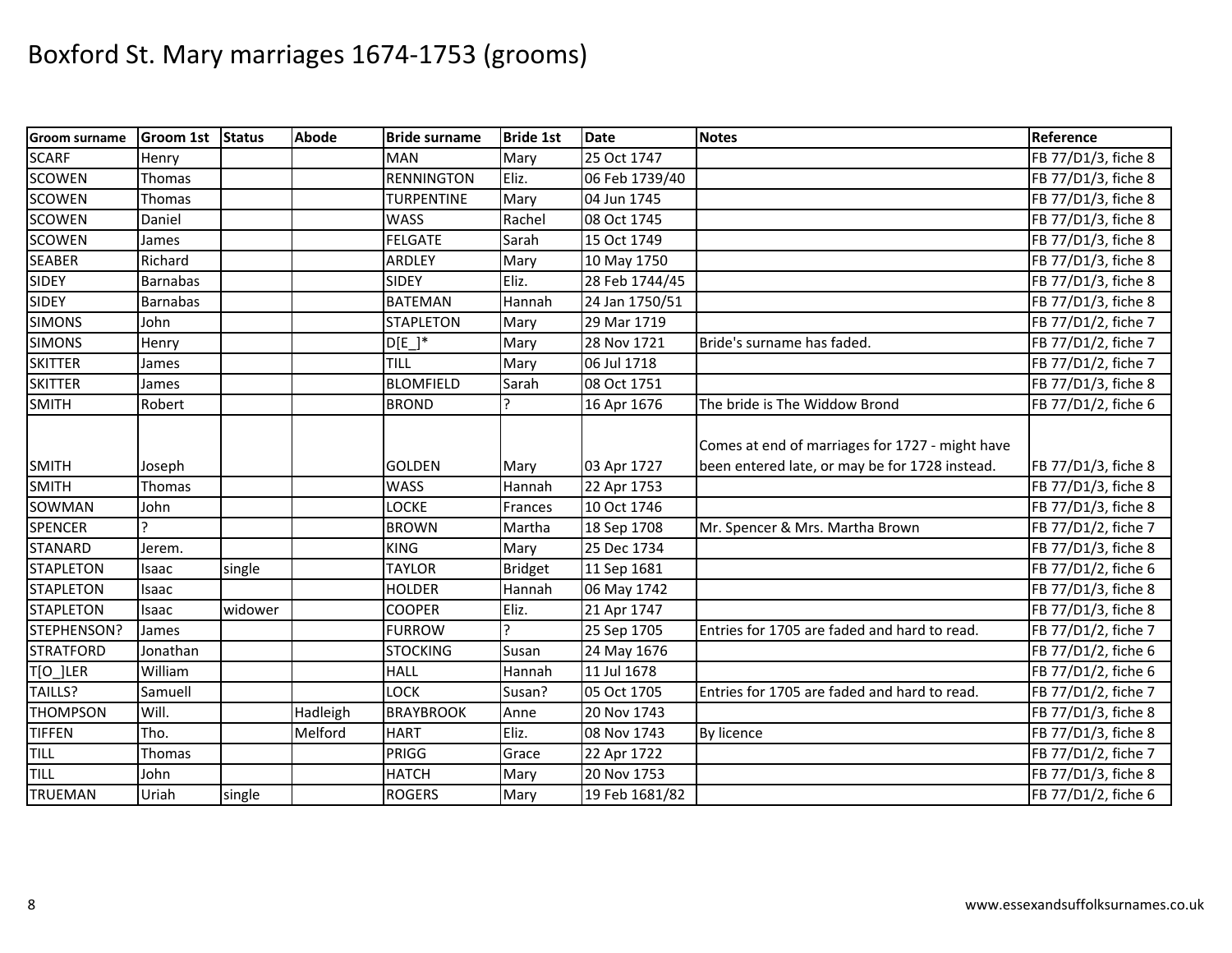# Boxford St. Mary marriages 1674-1753 (grooms)

| Groom surname | Groom 1st | Status | Abode | Bride surname | Bride 1st | Date | Notes | Reference |
|---|---|---|---|---|---|---|---|---|
| SCARF | Henry | | | MAN | Mary | 25 Oct 1747 | | FB 77/D1/3, fiche 8 |
| SCOWEN | Thomas | | | RENNINGTON | Eliz. | 06 Feb 1739/40 | | FB 77/D1/3, fiche 8 |
| SCOWEN | Thomas | | | TURPENTINE | Mary | 04 Jun 1745 | | FB 77/D1/3, fiche 8 |
| SCOWEN | Daniel | | | WASS | Rachel | 08 Oct 1745 | | FB 77/D1/3, fiche 8 |
| SCOWEN | James | | | FELGATE | Sarah | 15 Oct 1749 | | FB 77/D1/3, fiche 8 |
| SEABER | Richard | | | ARDLEY | Mary | 10 May 1750 | | FB 77/D1/3, fiche 8 |
| SIDEY | Barnabas | | | SIDEY | Eliz. | 28 Feb 1744/45 | | FB 77/D1/3, fiche 8 |
| SIDEY | Barnabas | | | BATEMAN | Hannah | 24 Jan 1750/51 | | FB 77/D1/3, fiche 8 |
| SIMONS | John | | | STAPLETON | Mary | 29 Mar 1719 | | FB 77/D1/2, fiche 7 |
| SIMONS | Henry | | | D[E_]* | Mary | 28 Nov 1721 | Bride's surname has faded. | FB 77/D1/2, fiche 7 |
| SKITTER | James | | | TILL | Mary | 06 Jul 1718 | | FB 77/D1/2, fiche 7 |
| SKITTER | James | | | BLOMFIELD | Sarah | 08 Oct 1751 | | FB 77/D1/3, fiche 8 |
| SMITH | Robert | | | BROND | ? | 16 Apr 1676 | The bride is The Widdow Brond | FB 77/D1/2, fiche 6 |
| SMITH | Joseph | | | GOLDEN | Mary | 03 Apr 1727 | Comes at end of marriages for 1727 - might have been entered late, or may be for 1728 instead. | FB 77/D1/3, fiche 8 |
| SMITH | Thomas | | | WASS | Hannah | 22 Apr 1753 | | FB 77/D1/3, fiche 8 |
| SOWMAN | John | | | LOCKE | Frances | 10 Oct 1746 | | FB 77/D1/3, fiche 8 |
| SPENCER | ? | | | BROWN | Martha | 18 Sep 1708 | Mr. Spencer & Mrs. Martha Brown | FB 77/D1/2, fiche 7 |
| STANARD | Jerem. | | | KING | Mary | 25 Dec 1734 | | FB 77/D1/3, fiche 8 |
| STAPLETON | Isaac | single | | TAYLOR | Bridget | 11 Sep 1681 | | FB 77/D1/2, fiche 6 |
| STAPLETON | Isaac | | | HOLDER | Hannah | 06 May 1742 | | FB 77/D1/3, fiche 8 |
| STAPLETON | Isaac | widower | | COOPER | Eliz. | 21 Apr 1747 | | FB 77/D1/3, fiche 8 |
| STEPHENSON? | James | | | FURROW | ? | 25 Sep 1705 | Entries for 1705 are faded and hard to read. | FB 77/D1/2, fiche 7 |
| STRATFORD | Jonathan | | | STOCKING | Susan | 24 May 1676 | | FB 77/D1/2, fiche 6 |
| T[O_]LER | William | | | HALL | Hannah | 11 Jul 1678 | | FB 77/D1/2, fiche 6 |
| TAILLS? | Samuell | | | LOCK | Susan? | 05 Oct 1705 | Entries for 1705 are faded and hard to read. | FB 77/D1/2, fiche 7 |
| THOMPSON | Will. | | Hadleigh | BRAYBROOK | Anne | 20 Nov 1743 | | FB 77/D1/3, fiche 8 |
| TIFFEN | Tho. | | Melford | HART | Eliz. | 08 Nov 1743 | By licence | FB 77/D1/3, fiche 8 |
| TILL | Thomas | | | PRIGG | Grace | 22 Apr 1722 | | FB 77/D1/2, fiche 7 |
| TILL | John | | | HATCH | Mary | 20 Nov 1753 | | FB 77/D1/3, fiche 8 |
| TRUEMAN | Uriah | single | | ROGERS | Mary | 19 Feb 1681/82 | | FB 77/D1/2, fiche 6 |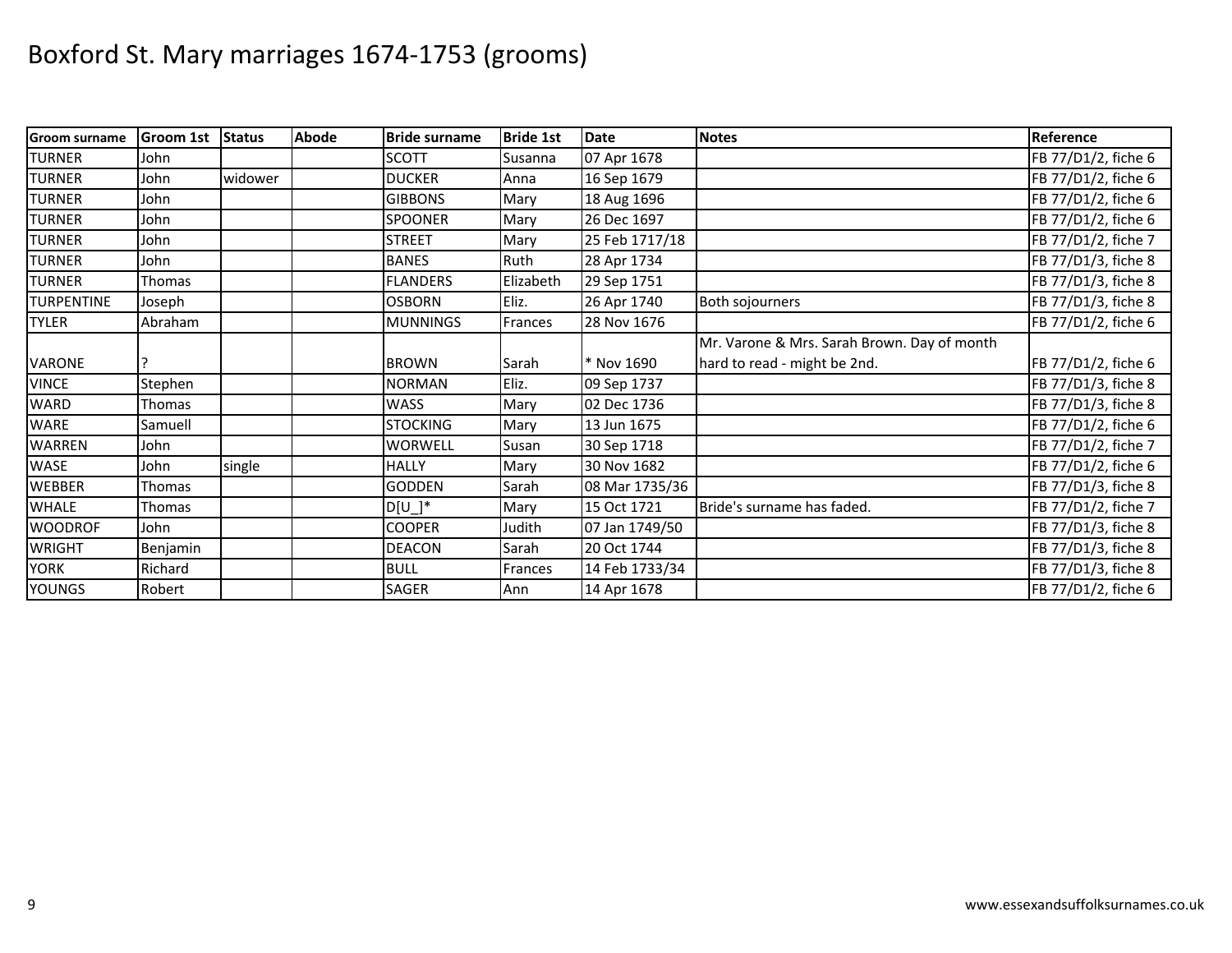# Boxford St. Mary marriages 1674-1753 (grooms)

| Groom surname | Groom 1st | Status | Abode | Bride surname | Bride 1st | Date | Notes | Reference |
|---|---|---|---|---|---|---|---|---|
| TURNER | John | | | SCOTT | Susanna | 07 Apr 1678 | | FB 77/D1/2, fiche 6 |
| TURNER | John | widower | | DUCKER | Anna | 16 Sep 1679 | | FB 77/D1/2, fiche 6 |
| TURNER | John | | | GIBBONS | Mary | 18 Aug 1696 | | FB 77/D1/2, fiche 6 |
| TURNER | John | | | SPOONER | Mary | 26 Dec 1697 | | FB 77/D1/2, fiche 6 |
| TURNER | John | | | STREET | Mary | 25 Feb 1717/18 | | FB 77/D1/2, fiche 7 |
| TURNER | John | | | BANES | Ruth | 28 Apr 1734 | | FB 77/D1/3, fiche 8 |
| TURNER | Thomas | | | FLANDERS | Elizabeth | 29 Sep 1751 | | FB 77/D1/3, fiche 8 |
| TURPENTINE | Joseph | | | OSBORN | Eliz. | 26 Apr 1740 | Both sojourners | FB 77/D1/3, fiche 8 |
| TYLER | Abraham | | | MUNNINGS | Frances | 28 Nov 1676 | | FB 77/D1/2, fiche 6 |
| VARONE | ? | | | BROWN | Sarah | * Nov 1690 | Mr. Varone & Mrs. Sarah Brown. Day of month hard to read - might be 2nd. | FB 77/D1/2, fiche 6 |
| VINCE | Stephen | | | NORMAN | Eliz. | 09 Sep 1737 | | FB 77/D1/3, fiche 8 |
| WARD | Thomas | | | WASS | Mary | 02 Dec 1736 | | FB 77/D1/3, fiche 8 |
| WARE | Samuell | | | STOCKING | Mary | 13 Jun 1675 | | FB 77/D1/2, fiche 6 |
| WARREN | John | | | WORWELL | Susan | 30 Sep 1718 | | FB 77/D1/2, fiche 7 |
| WASE | John | single | | HALLY | Mary | 30 Nov 1682 | | FB 77/D1/2, fiche 6 |
| WEBBER | Thomas | | | GODDEN | Sarah | 08 Mar 1735/36 | | FB 77/D1/3, fiche 8 |
| WHALE | Thomas | | | D[U_]* | Mary | 15 Oct 1721 | Bride's surname has faded. | FB 77/D1/2, fiche 7 |
| WOODROF | John | | | COOPER | Judith | 07 Jan 1749/50 | | FB 77/D1/3, fiche 8 |
| WRIGHT | Benjamin | | | DEACON | Sarah | 20 Oct 1744 | | FB 77/D1/3, fiche 8 |
| YORK | Richard | | | BULL | Frances | 14 Feb 1733/34 | | FB 77/D1/3, fiche 8 |
| YOUNGS | Robert | | | SAGER | Ann | 14 Apr 1678 | | FB 77/D1/2, fiche 6 |

www.essexandsuffolksurnames.co.uk